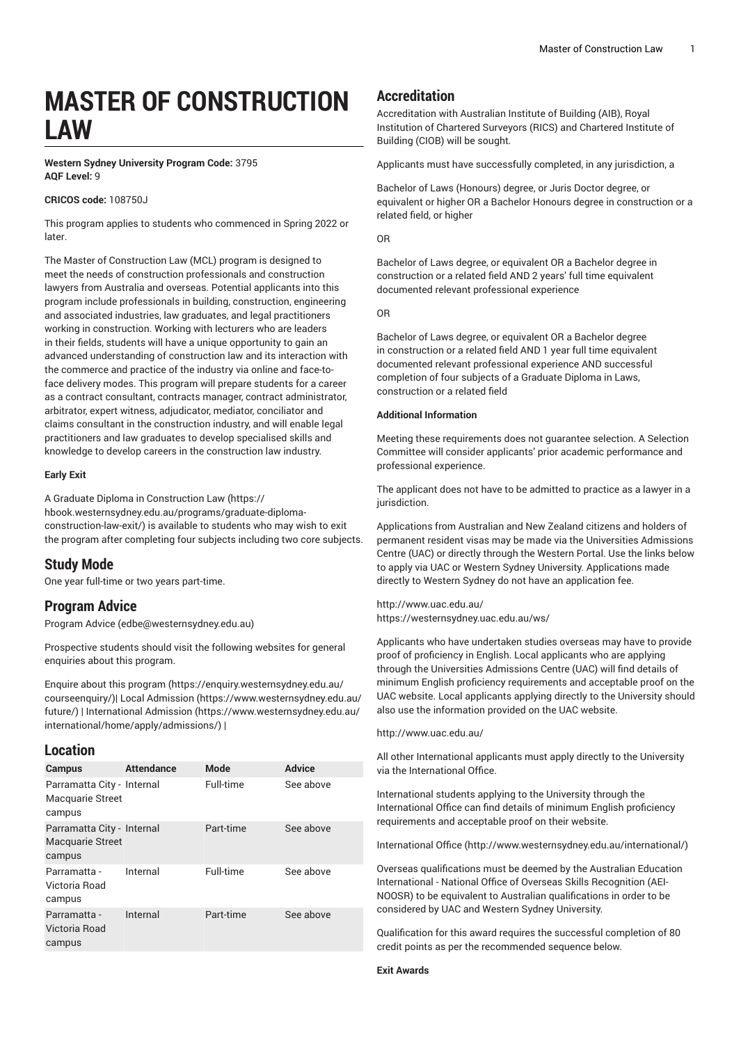# MASTER OF CONSTRUCTION LAW

**Western Sydney University Program Code:** 3795
**AQF Level:** 9

**CRICOS code:** 108750J

This program applies to students who commenced in Spring 2022 or later.

The Master of Construction Law (MCL) program is designed to meet the needs of construction professionals and construction lawyers from Australia and overseas. Potential applicants into this program include professionals in building, construction, engineering and associated industries, law graduates, and legal practitioners working in construction. Working with lecturers who are leaders in their fields, students will have a unique opportunity to gain an advanced understanding of construction law and its interaction with the commerce and practice of the industry via online and face-to-face delivery modes. This program will prepare students for a career as a contract consultant, contracts manager, contract administrator, arbitrator, expert witness, adjudicator, mediator, conciliator and claims consultant in the construction industry, and will enable legal practitioners and law graduates to develop specialised skills and knowledge to develop careers in the construction law industry.

**Early Exit**

A Graduate Diploma in Construction Law (https://hbook.westernsydney.edu.au/programs/graduate-diploma-construction-law-exit/) is available to students who may wish to exit the program after completing four subjects including two core subjects.

## Study Mode

One year full-time or two years part-time.

## Program Advice

Program Advice (edbe@westernsydney.edu.au)

Prospective students should visit the following websites for general enquiries about this program.

Enquire about this program (https://enquiry.westernsydney.edu.au/courseenquiry/)| Local Admission (https://www.westernsydney.edu.au/future/) | International Admission (https://www.westernsydney.edu.au/international/home/apply/admissions/) |

## Location

| Campus | Attendance | Mode | Advice |
|---|---|---|---|
| Parramatta City - Macquarie Street campus | Internal | Full-time | See above |
| Parramatta City - Macquarie Street campus | Internal | Part-time | See above |
| Parramatta - Victoria Road campus | Internal | Full-time | See above |
| Parramatta - Victoria Road campus | Internal | Part-time | See above |

## Accreditation

Accreditation with Australian Institute of Building (AIB), Royal Institution of Chartered Surveyors (RICS) and Chartered Institute of Building (CIOB) will be sought.

Applicants must have successfully completed, in any jurisdiction, a

Bachelor of Laws (Honours) degree, or Juris Doctor degree, or equivalent or higher OR a Bachelor Honours degree in construction or a related field, or higher

OR

Bachelor of Laws degree, or equivalent OR a Bachelor degree in construction or a related field AND 2 years' full time equivalent documented relevant professional experience

OR

Bachelor of Laws degree, or equivalent OR a Bachelor degree in construction or a related field AND 1 year full time equivalent documented relevant professional experience AND successful completion of four subjects of a Graduate Diploma in Laws, construction or a related field

**Additional Information**

Meeting these requirements does not guarantee selection. A Selection Committee will consider applicants' prior academic performance and professional experience.

The applicant does not have to be admitted to practice as a lawyer in a jurisdiction.

Applications from Australian and New Zealand citizens and holders of permanent resident visas may be made via the Universities Admissions Centre (UAC) or directly through the Western Portal. Use the links below to apply via UAC or Western Sydney University. Applications made directly to Western Sydney do not have an application fee.

http://www.uac.edu.au/
https://westernsydney.uac.edu.au/ws/

Applicants who have undertaken studies overseas may have to provide proof of proficiency in English. Local applicants who are applying through the Universities Admissions Centre (UAC) will find details of minimum English proficiency requirements and acceptable proof on the UAC website. Local applicants applying directly to the University should also use the information provided on the UAC website.

http://www.uac.edu.au/

All other International applicants must apply directly to the University via the International Office.

International students applying to the University through the International Office can find details of minimum English proficiency requirements and acceptable proof on their website.

International Office (http://www.westernsydney.edu.au/international/)

Overseas qualifications must be deemed by the Australian Education International - National Office of Overseas Skills Recognition (AEI-NOOSR) to be equivalent to Australian qualifications in order to be considered by UAC and Western Sydney University.

Qualification for this award requires the successful completion of 80 credit points as per the recommended sequence below.

**Exit Awards**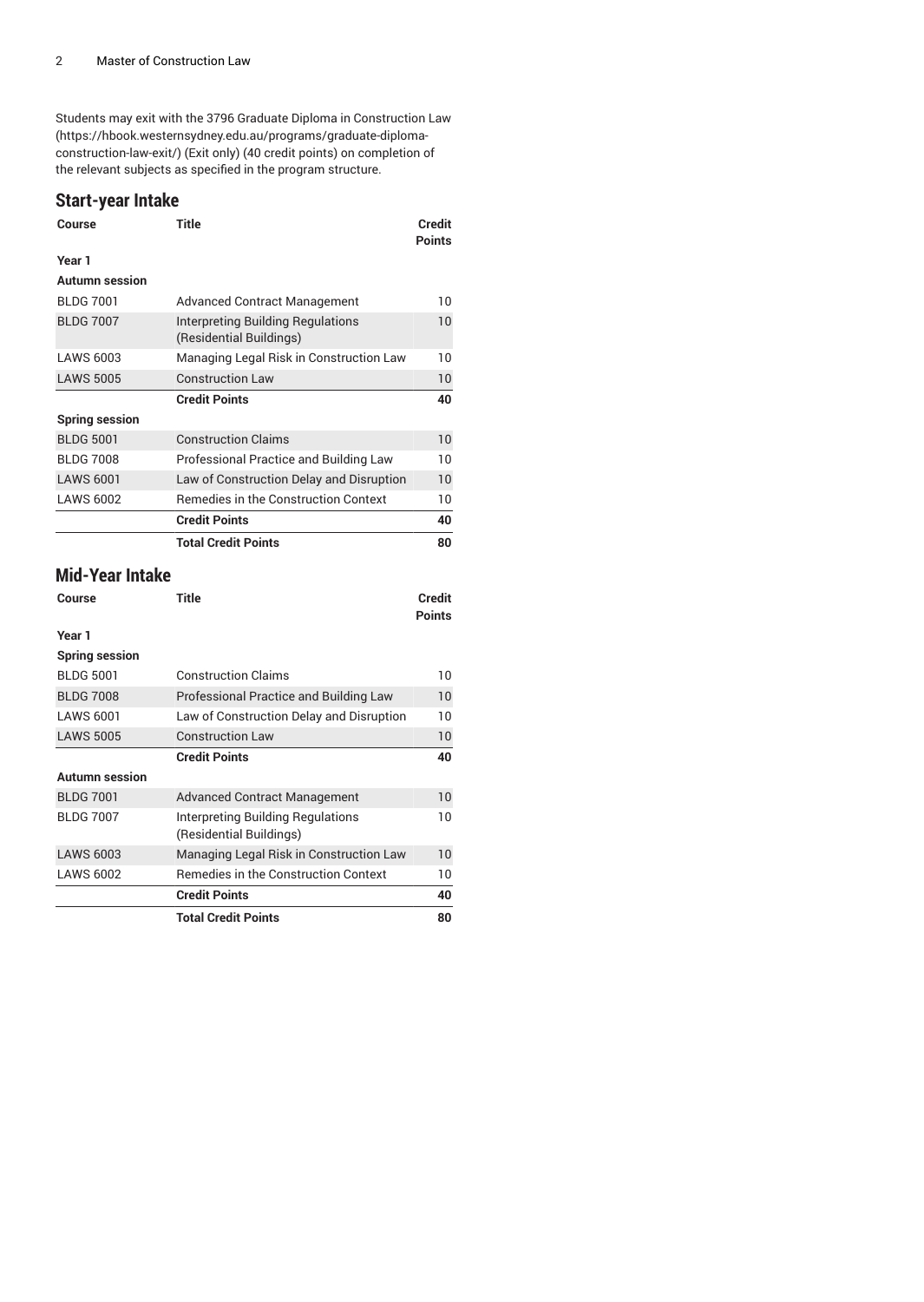Students may exit with the 3796 Graduate Diploma in Construction Law (https://hbook.westernsydney.edu.au/programs/graduate-diploma-construction-law-exit/) (Exit only) (40 credit points) on completion of the relevant subjects as specified in the program structure.

## Start-year Intake

| Course | Title | Credit Points |
| --- | --- | --- |
| **Year 1** | | |
| **Autumn session** | | |
| BLDG 7001 | Advanced Contract Management | 10 |
| BLDG 7007 | Interpreting Building Regulations (Residential Buildings) | 10 |
| LAWS 6003 | Managing Legal Risk in Construction Law | 10 |
| LAWS 5005 | Construction Law | 10 |
| | **Credit Points** | **40** |
| **Spring session** | | |
| BLDG 5001 | Construction Claims | 10 |
| BLDG 7008 | Professional Practice and Building Law | 10 |
| LAWS 6001 | Law of Construction Delay and Disruption | 10 |
| LAWS 6002 | Remedies in the Construction Context | 10 |
| | **Credit Points** | **40** |
| | **Total Credit Points** | **80** |

## Mid-Year Intake

| Course | Title | Credit Points |
| --- | --- | --- |
| **Year 1** | | |
| **Spring session** | | |
| BLDG 5001 | Construction Claims | 10 |
| BLDG 7008 | Professional Practice and Building Law | 10 |
| LAWS 6001 | Law of Construction Delay and Disruption | 10 |
| LAWS 5005 | Construction Law | 10 |
| | **Credit Points** | **40** |
| **Autumn session** | | |
| BLDG 7001 | Advanced Contract Management | 10 |
| BLDG 7007 | Interpreting Building Regulations (Residential Buildings) | 10 |
| LAWS 6003 | Managing Legal Risk in Construction Law | 10 |
| LAWS 6002 | Remedies in the Construction Context | 10 |
| | **Credit Points** | **40** |
| | **Total Credit Points** | **80** |